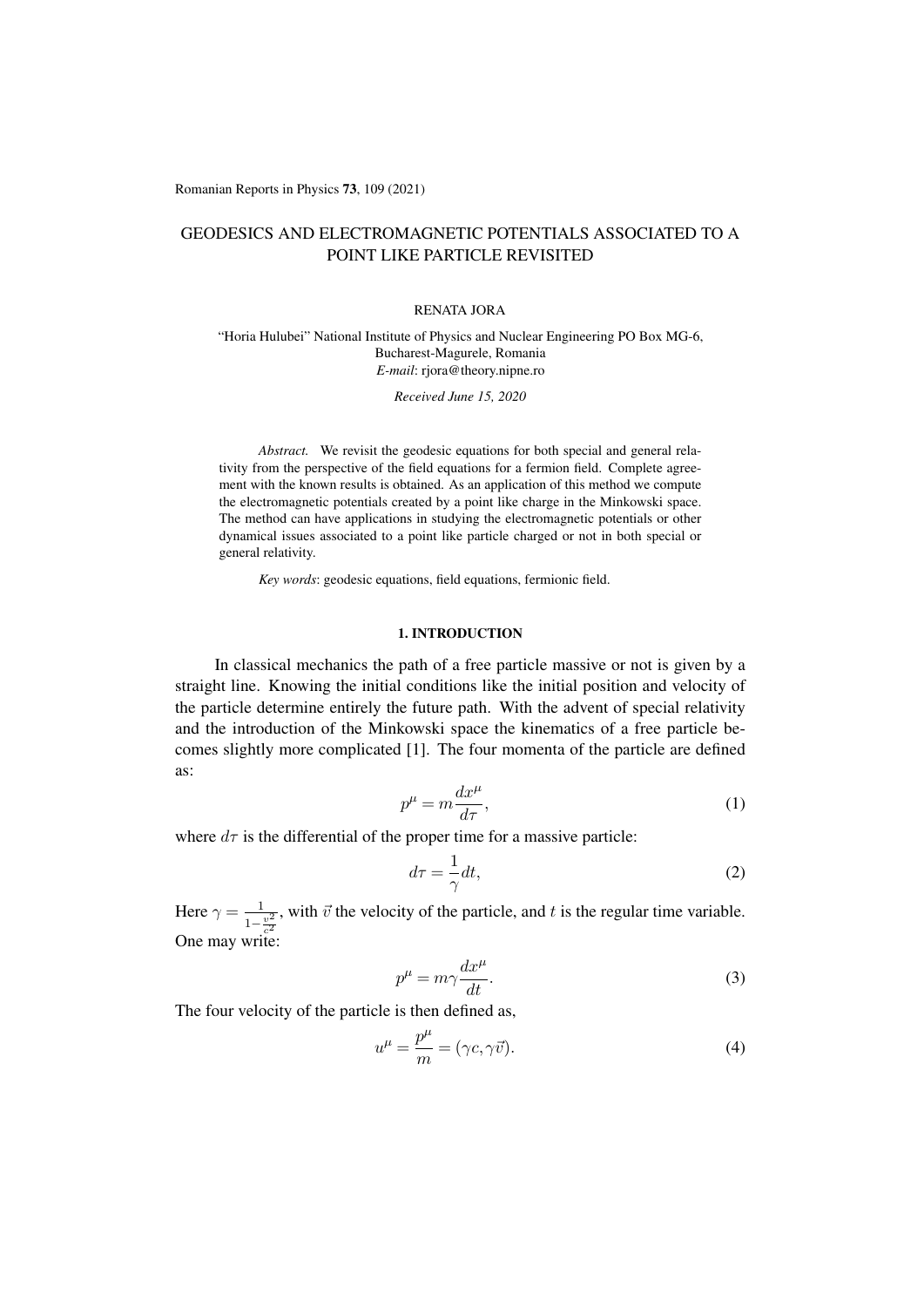Romanian Reports in Physics **73**, 109 (2021)

# GEODESICS AND ELECTROMAGNETIC POTENTIALS ASSOCIATED TO A POINT LIKE PARTICLE REVISITED

RENATA JORA

"Horia Hulubei" National Institute of Physics and Nuclear Engineering PO Box MG-6, Bucharest-Magurele, Romania
*E-mail*: rjora@theory.nipne.ro

*Received June 15, 2020*

*Abstract.* We revisit the geodesic equations for both special and general relativity from the perspective of the field equations for a fermion field. Complete agreement with the known results is obtained. As an application of this method we compute the electromagnetic potentials created by a point like charge in the Minkowski space. The method can have applications in studying the electromagnetic potentials or other dynamical issues associated to a point like particle charged or not in both special or general relativity.

*Key words*: geodesic equations, field equations, fermionic field.

## 1. INTRODUCTION

In classical mechanics the path of a free particle massive or not is given by a straight line. Knowing the initial conditions like the initial position and velocity of the particle determine entirely the future path. With the advent of special relativity and the introduction of the Minkowski space the kinematics of a free particle becomes slightly more complicated [1]. The four momenta of the particle are defined as:

$$p^{\mu} = m\frac{dx^{\mu}}{d\tau}, \tag{1}$$

where $d\tau$ is the differential of the proper time for a massive particle:

$$d\tau = \frac{1}{\gamma}dt, \tag{2}$$

Here $\gamma = \frac{1}{1-\frac{v^2}{c^2}}$, with $\vec{v}$ the velocity of the particle, and $t$ is the regular time variable. One may write:

$$p^{\mu} = m\gamma\frac{dx^{\mu}}{dt}. \tag{3}$$

The four velocity of the particle is then defined as,

$$u^{\mu} = \frac{p^{\mu}}{m} = (\gamma c, \gamma\vec{v}). \tag{4}$$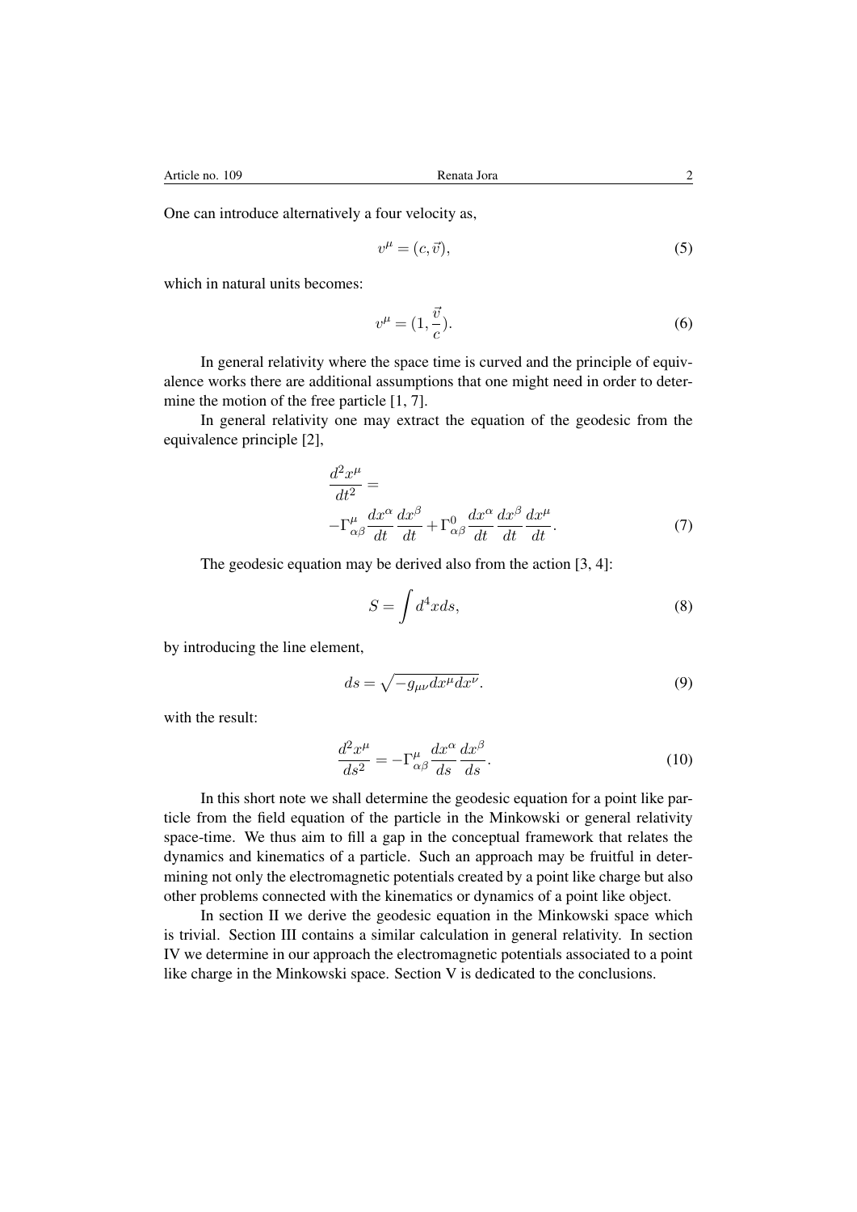One can introduce alternatively a four velocity as,

$$v^\mu = (c, \vec{v}), \tag{5}$$

which in natural units becomes:

$$v^\mu = (1, \frac{\vec{v}}{c}). \tag{6}$$

In general relativity where the space time is curved and the principle of equivalence works there are additional assumptions that one might need in order to determine the motion of the free particle [1, 7].

In general relativity one may extract the equation of the geodesic from the equivalence principle [2],

$$\begin{aligned}
&\frac{d^2x^\mu}{dt^2} = \\
&-\Gamma^\mu_{\alpha\beta}\frac{dx^\alpha}{dt}\frac{dx^\beta}{dt} + \Gamma^0_{\alpha\beta}\frac{dx^\alpha}{dt}\frac{dx^\beta}{dt}\frac{dx^\mu}{dt}.
\end{aligned} \tag{7}$$

The geodesic equation may be derived also from the action [3, 4]:

$$S = \int d^4x ds, \tag{8}$$

by introducing the line element,

$$ds = \sqrt{-g_{\mu\nu}dx^\mu dx^\nu}. \tag{9}$$

with the result:

$$\frac{d^2x^\mu}{ds^2} = -\Gamma^\mu_{\alpha\beta}\frac{dx^\alpha}{ds}\frac{dx^\beta}{ds}. \tag{10}$$

In this short note we shall determine the geodesic equation for a point like particle from the field equation of the particle in the Minkowski or general relativity space-time. We thus aim to fill a gap in the conceptual framework that relates the dynamics and kinematics of a particle. Such an approach may be fruitful in determining not only the electromagnetic potentials created by a point like charge but also other problems connected with the kinematics or dynamics of a point like object.

In section II we derive the geodesic equation in the Minkowski space which is trivial. Section III contains a similar calculation in general relativity. In section IV we determine in our approach the electromagnetic potentials associated to a point like charge in the Minkowski space. Section V is dedicated to the conclusions.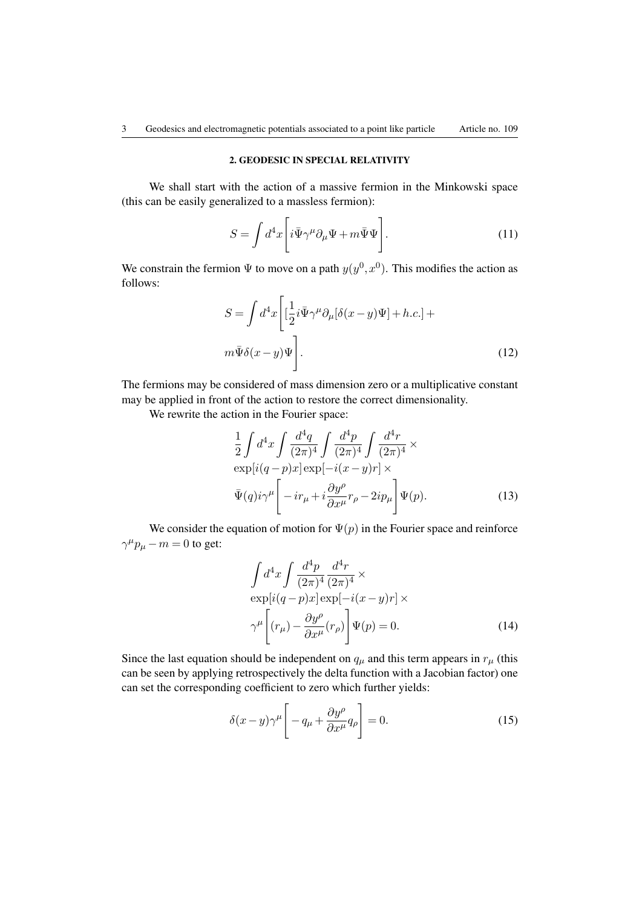## 2. GEODESIC IN SPECIAL RELATIVITY

We shall start with the action of a massive fermion in the Minkowski space (this can be easily generalized to a massless fermion):

$$S = \int d^4x \Bigg[ i\bar{\Psi}\gamma^\mu \partial_\mu \Psi + m\bar{\Psi}\Psi \Bigg]. \tag{11}$$

We constrain the fermion $\Psi$ to move on a path $y(y^0, x^0)$. This modifies the action as follows:

$$S = \int d^4x \Bigg[ [\frac{1}{2} i\bar{\Psi}\gamma^\mu \partial_\mu [\delta(x-y)\Psi] + h.c.] + m\bar{\Psi}\delta(x-y)\Psi \Bigg]. \tag{12}$$

The fermions may be considered of mass dimension zero or a multiplicative constant may be applied in front of the action to restore the correct dimensionality.

We rewrite the action in the Fourier space:

$$\frac{1}{2}\int d^4x \int \frac{d^4q}{(2\pi)^4} \int \frac{d^4p}{(2\pi)^4} \int \frac{d^4r}{(2\pi)^4} \times \exp[i(q-p)x]\exp[-i(x-y)r] \times \bar{\Psi}(q) i\gamma^\mu \Bigg[ -ir_\mu + i\frac{\partial y^\rho}{\partial x^\mu} r_\rho - 2ip_\mu \Bigg] \Psi(p). \tag{13}$$

We consider the equation of motion for $\Psi(p)$ in the Fourier space and reinforce $\gamma^\mu p_\mu - m = 0$ to get:

$$\int d^4x \int \frac{d^4p}{(2\pi)^4}\frac{d^4r}{(2\pi)^4} \times \exp[i(q-p)x]\exp[-i(x-y)r] \times \gamma^\mu \Bigg[ (r_\mu) - \frac{\partial y^\rho}{\partial x^\mu}(r_\rho) \Bigg] \Psi(p) = 0. \tag{14}$$

Since the last equation should be independent on $q_\mu$ and this term appears in $r_\mu$ (this can be seen by applying retrospectively the delta function with a Jacobian factor) one can set the corresponding coefficient to zero which further yields:

$$\delta(x-y)\gamma^\mu \Bigg[ -q_\mu + \frac{\partial y^\rho}{\partial x^\mu} q_\rho \Bigg] = 0. \tag{15}$$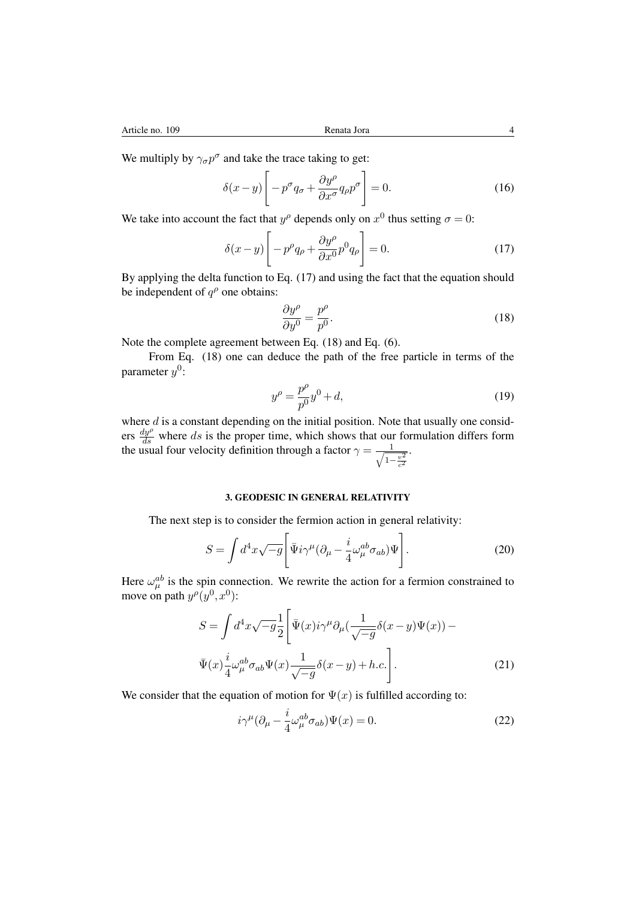We multiply by $\gamma_\sigma p^\sigma$ and take the trace taking to get:

$$\delta(x-y)\Bigg[-p^\sigma q_\sigma + \frac{\partial y^\rho}{\partial x^\sigma} q_\rho p^\sigma\Bigg] = 0. \tag{16}$$

We take into account the fact that $y^\rho$ depends only on $x^0$ thus setting $\sigma = 0$:

$$\delta(x-y)\Bigg[-p^\rho q_\rho + \frac{\partial y^\rho}{\partial x^0} p^0 q_\rho\Bigg] = 0. \tag{17}$$

By applying the delta function to Eq. (17) and using the fact that the equation should be independent of $q^\rho$ one obtains:

$$\frac{\partial y^\rho}{\partial y^0} = \frac{p^\rho}{p^0}. \tag{18}$$

Note the complete agreement between Eq. (18) and Eq. (6).

From Eq. (18) one can deduce the path of the free particle in terms of the parameter $y^0$:

$$y^\rho = \frac{p^\rho}{p^0} y^0 + d, \tag{19}$$

where $d$ is a constant depending on the initial position. Note that usually one considers $\frac{dy^\rho}{ds}$ where $ds$ is the proper time, which shows that our formulation differs form the usual four velocity definition through a factor $\gamma = \frac{1}{\sqrt{1-\frac{v^2}{c^2}}}$.

## 3. GEODESIC IN GENERAL RELATIVITY

The next step is to consider the fermion action in general relativity:

$$S = \int d^4x \sqrt{-g}\Bigg[\bar{\Psi} i\gamma^\mu(\partial_\mu - \frac{i}{4}\omega_\mu^{ab}\sigma_{ab})\Psi\Bigg]. \tag{20}$$

Here $\omega_\mu^{ab}$ is the spin connection. We rewrite the action for a fermion constrained to move on path $y^\rho(y^0, x^0)$:

$$S = \int d^4x \sqrt{-g}\frac{1}{2}\Bigg[\bar{\Psi}(x) i\gamma^\mu \partial_\mu(\frac{1}{\sqrt{-g}}\delta(x-y)\Psi(x)) - \bar{\Psi}(x)\frac{i}{4}\omega_\mu^{ab}\sigma_{ab}\Psi(x)\frac{1}{\sqrt{-g}}\delta(x-y) + h.c.\Bigg]. \tag{21}$$

We consider that the equation of motion for $\Psi(x)$ is fulfilled according to:

$$i\gamma^\mu(\partial_\mu - \frac{i}{4}\omega_\mu^{ab}\sigma_{ab})\Psi(x) = 0. \tag{22}$$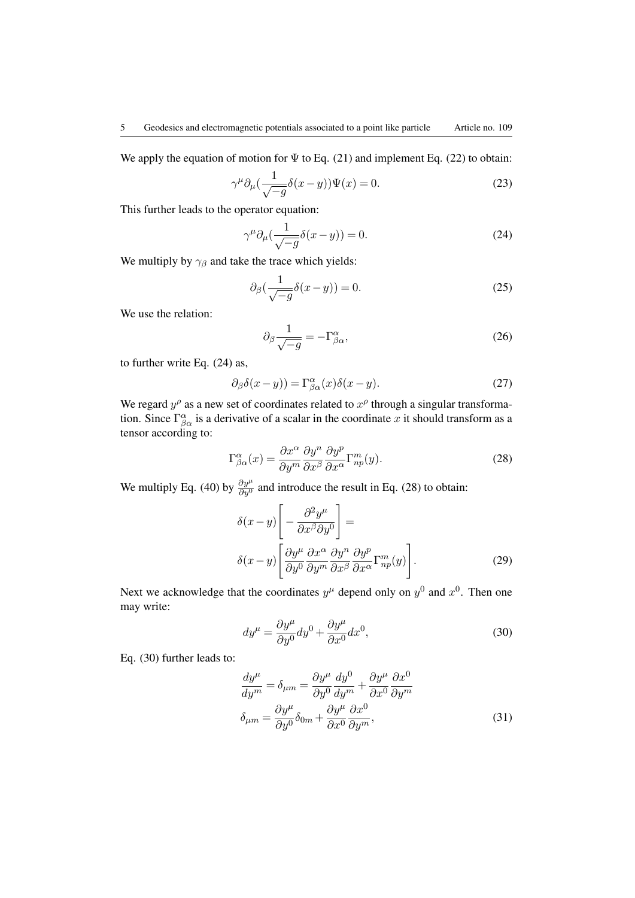We apply the equation of motion for $\Psi$ to Eq. (21) and implement Eq. (22) to obtain:

$$
\gamma^{\mu}\partial_{\mu}(\frac{1}{\sqrt{-g}}\delta(x-y))\Psi(x) = 0. \tag{23}
$$

This further leads to the operator equation:

$$
\gamma^{\mu}\partial_{\mu}(\frac{1}{\sqrt{-g}}\delta(x-y)) = 0. \tag{24}
$$

We multiply by $\gamma_{\beta}$ and take the trace which yields:

$$
\partial_{\beta}(\frac{1}{\sqrt{-g}}\delta(x-y)) = 0. \tag{25}
$$

We use the relation:

$$
\partial_{\beta}\frac{1}{\sqrt{-g}} = -\Gamma^{\alpha}_{\beta\alpha}, \tag{26}
$$

to further write Eq. (24) as,

$$
\partial_{\beta}\delta(x-y)) = \Gamma^{\alpha}_{\beta\alpha}(x)\delta(x-y). \tag{27}
$$

We regard $y^{\rho}$ as a new set of coordinates related to $x^{\rho}$ through a singular transformation. Since $\Gamma^{\alpha}_{\beta\alpha}$ is a derivative of a scalar in the coordinate $x$ it should transform as a tensor according to:

$$
\Gamma^{\alpha}_{\beta\alpha}(x) = \frac{\partial x^{\alpha}}{\partial y^{m}}\frac{\partial y^{n}}{\partial x^{\beta}}\frac{\partial y^{p}}{\partial x^{\alpha}}\Gamma^{m}_{np}(y). \tag{28}
$$

We multiply Eq. (40) by $\frac{\partial y^{\mu}}{\partial y^{0}}$ and introduce the result in Eq. (28) to obtain:

$$
\delta(x-y)\left[-\frac{\partial^{2}y^{\mu}}{\partial x^{\beta}\partial y^{0}}\right] =
$$

$$
\delta(x-y)\left[\frac{\partial y^{\mu}}{\partial y^{0}}\frac{\partial x^{\alpha}}{\partial y^{m}}\frac{\partial y^{n}}{\partial x^{\beta}}\frac{\partial y^{p}}{\partial x^{\alpha}}\Gamma^{m}_{np}(y)\right]. \tag{29}
$$

Next we acknowledge that the coordinates $y^{\mu}$ depend only on $y^{0}$ and $x^{0}$. Then one may write:

$$
dy^{\mu} = \frac{\partial y^{\mu}}{\partial y^{0}}dy^{0} + \frac{\partial y^{\mu}}{\partial x^{0}}dx^{0}, \tag{30}
$$

Eq. (30) further leads to:

$$
\frac{dy^{\mu}}{dy^{m}} = \delta_{\mu m} = \frac{\partial y^{\mu}}{\partial y^{0}}\frac{dy^{0}}{dy^{m}} + \frac{\partial y^{\mu}}{\partial x^{0}}\frac{\partial x^{0}}{\partial y^{m}}
$$

$$
\delta_{\mu m} = \frac{\partial y^{\mu}}{\partial y^{0}}\delta_{0m} + \frac{\partial y^{\mu}}{\partial x^{0}}\frac{\partial x^{0}}{\partial y^{m}}, \tag{31}
$$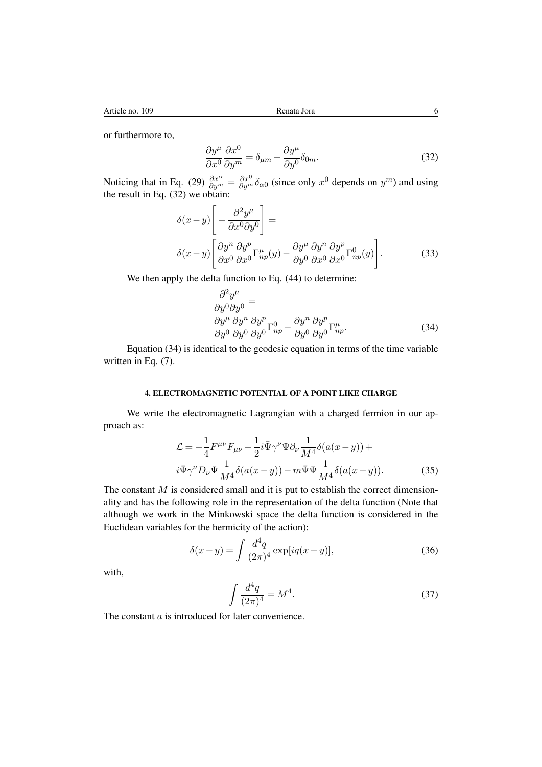or furthermore to,

$$
\frac{\partial y^\mu}{\partial x^0}\frac{\partial x^0}{\partial y^m} = \delta_{\mu m} - \frac{\partial y^\mu}{\partial y^0}\delta_{0m}. \tag{32}
$$

Noticing that in Eq. (29) $\frac{\partial x^\alpha}{\partial y^m} = \frac{\partial x^0}{\partial y^m}\delta_{\alpha 0}$ (since only $x^0$ depends on $y^m$) and using the result in Eq. (32) we obtain:

$$
\begin{aligned}
&\delta(x-y)\left[-\frac{\partial^2 y^\mu}{\partial x^0 \partial y^0}\right] = \\
&\delta(x-y)\left[\frac{\partial y^n}{\partial x^0}\frac{\partial y^p}{\partial x^0}\Gamma^\mu_{np}(y) - \frac{\partial y^\mu}{\partial y^0}\frac{\partial y^n}{\partial x^0}\frac{\partial y^p}{\partial x^0}\Gamma^0_{np}(y)\right].
\end{aligned} \tag{33}
$$

We then apply the delta function to Eq. (44) to determine:

$$
\begin{aligned}
&\frac{\partial^2 y^\mu}{\partial y^0 \partial y^0} = \\
&\frac{\partial y^\mu}{\partial y^0}\frac{\partial y^n}{\partial y^0}\frac{\partial y^p}{\partial y^0}\Gamma^0_{np} - \frac{\partial y^n}{\partial y^0}\frac{\partial y^p}{\partial y^0}\Gamma^\mu_{np}.
\end{aligned} \tag{34}
$$

Equation (34) is identical to the geodesic equation in terms of the time variable written in Eq. (7).

## 4. ELECTROMAGNETIC POTENTIAL OF A POINT LIKE CHARGE

We write the electromagnetic Lagrangian with a charged fermion in our approach as:

$$
\begin{aligned}
\mathcal{L} = &-\frac{1}{4}F^{\mu\nu}F_{\mu\nu} + \frac{1}{2}i\bar{\Psi}\gamma^\nu\Psi\partial_\nu\frac{1}{M^4}\delta(a(x-y)) + \\
&i\bar{\Psi}\gamma^\nu D_\nu\Psi\frac{1}{M^4}\delta(a(x-y)) - m\bar{\Psi}\Psi\frac{1}{M^4}\delta(a(x-y)).
\end{aligned} \tag{35}
$$

The constant $M$ is considered small and it is put to establish the correct dimensionality and has the following role in the representation of the delta function (Note that although we work in the Minkowski space the delta function is considered in the Euclidean variables for the hermicity of the action):

$$
\delta(x-y) = \int \frac{d^4q}{(2\pi)^4}\exp[iq(x-y)], \tag{36}
$$

with,

$$
\int \frac{d^4q}{(2\pi)^4} = M^4. \tag{37}
$$

The constant $a$ is introduced for later convenience.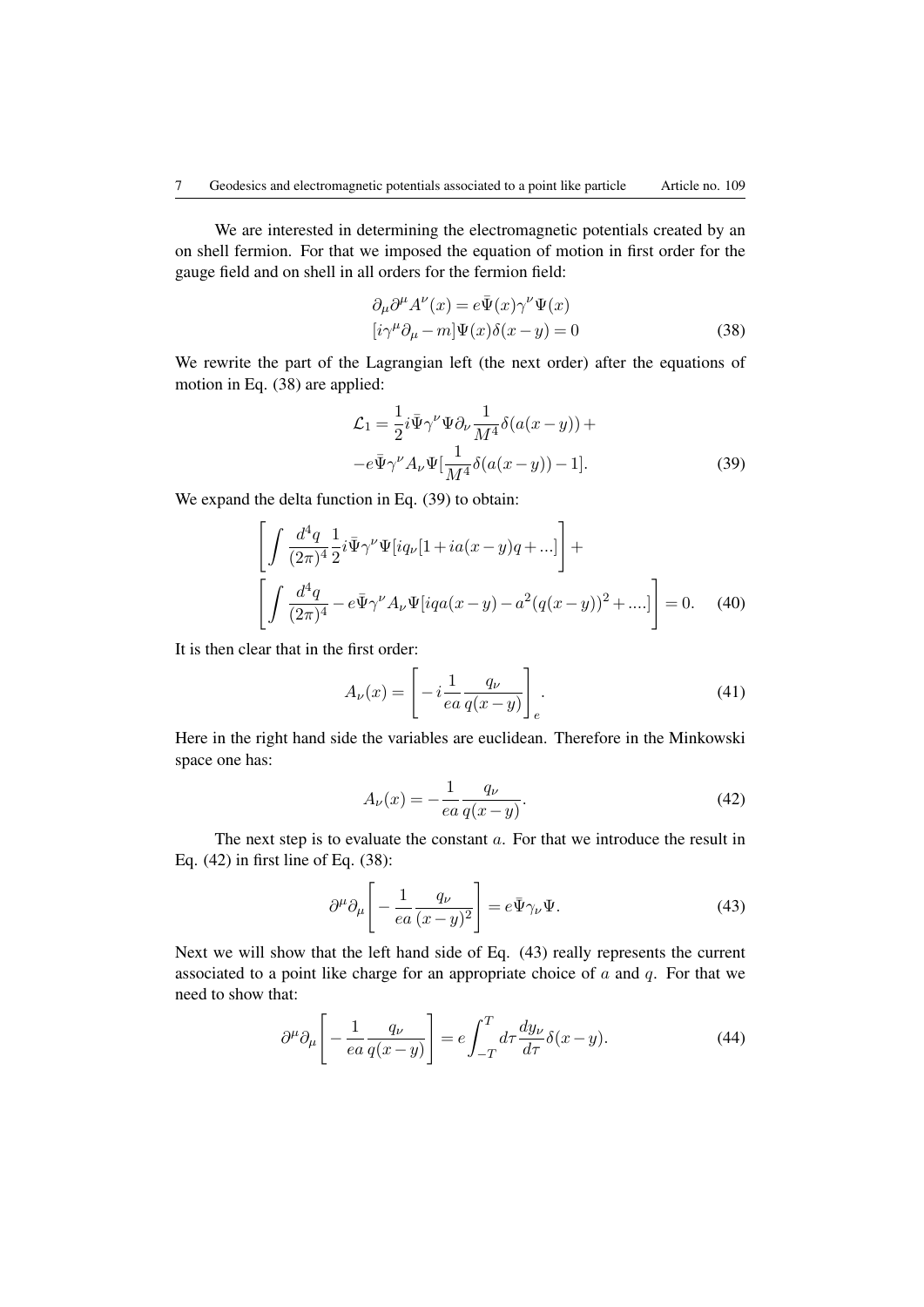We are interested in determining the electromagnetic potentials created by an on shell fermion. For that we imposed the equation of motion in first order for the gauge field and on shell in all orders for the fermion field:

$$\partial_\mu \partial^\mu A^\nu(x) = e\bar{\Psi}(x)\gamma^\nu \Psi(x)$$
$$[i\gamma^\mu \partial_\mu - m]\Psi(x)\delta(x-y) = 0 \tag{38}$$

We rewrite the part of the Lagrangian left (the next order) after the equations of motion in Eq. (38) are applied:

$$\mathcal{L}_1 = \frac{1}{2} i\bar{\Psi}\gamma^\nu \Psi \partial_\nu \frac{1}{M^4}\delta(a(x-y)) +$$
$$-e\bar{\Psi}\gamma^\nu A_\nu \Psi [\frac{1}{M^4}\delta(a(x-y)) - 1]. \tag{39}$$

We expand the delta function in Eq. (39) to obtain:

$$\left[\int \frac{d^4q}{(2\pi)^4}\frac{1}{2} i\bar{\Psi}\gamma^\nu \Psi [iq_\nu[1 + ia(x-y)q + ...]\right] +$$
$$\left[\int \frac{d^4q}{(2\pi)^4} - e\bar{\Psi}\gamma^\nu A_\nu \Psi [iqa(x-y) - a^2(q(x-y))^2 + ....]\right] = 0. \tag{40}$$

It is then clear that in the first order:

$$A_\nu(x) = \left[-i\frac{1}{ea}\frac{q_\nu}{q(x-y)}\right]_e. \tag{41}$$

Here in the right hand side the variables are euclidean. Therefore in the Minkowski space one has:

$$A_\nu(x) = -\frac{1}{ea}\frac{q_\nu}{q(x-y)}. \tag{42}$$

The next step is to evaluate the constant $a$. For that we introduce the result in Eq. (42) in first line of Eq. (38):

$$\partial^\mu \partial_\mu \left[-\frac{1}{ea}\frac{q_\nu}{(x-y)^2}\right] = e\bar{\Psi}\gamma_\nu \Psi. \tag{43}$$

Next we will show that the left hand side of Eq. (43) really represents the current associated to a point like charge for an appropriate choice of $a$ and $q$. For that we need to show that:

$$\partial^\mu \partial_\mu \left[-\frac{1}{ea}\frac{q_\nu}{q(x-y)}\right] = e\int_{-T}^{T} d\tau \frac{dy_\nu}{d\tau}\delta(x-y). \tag{44}$$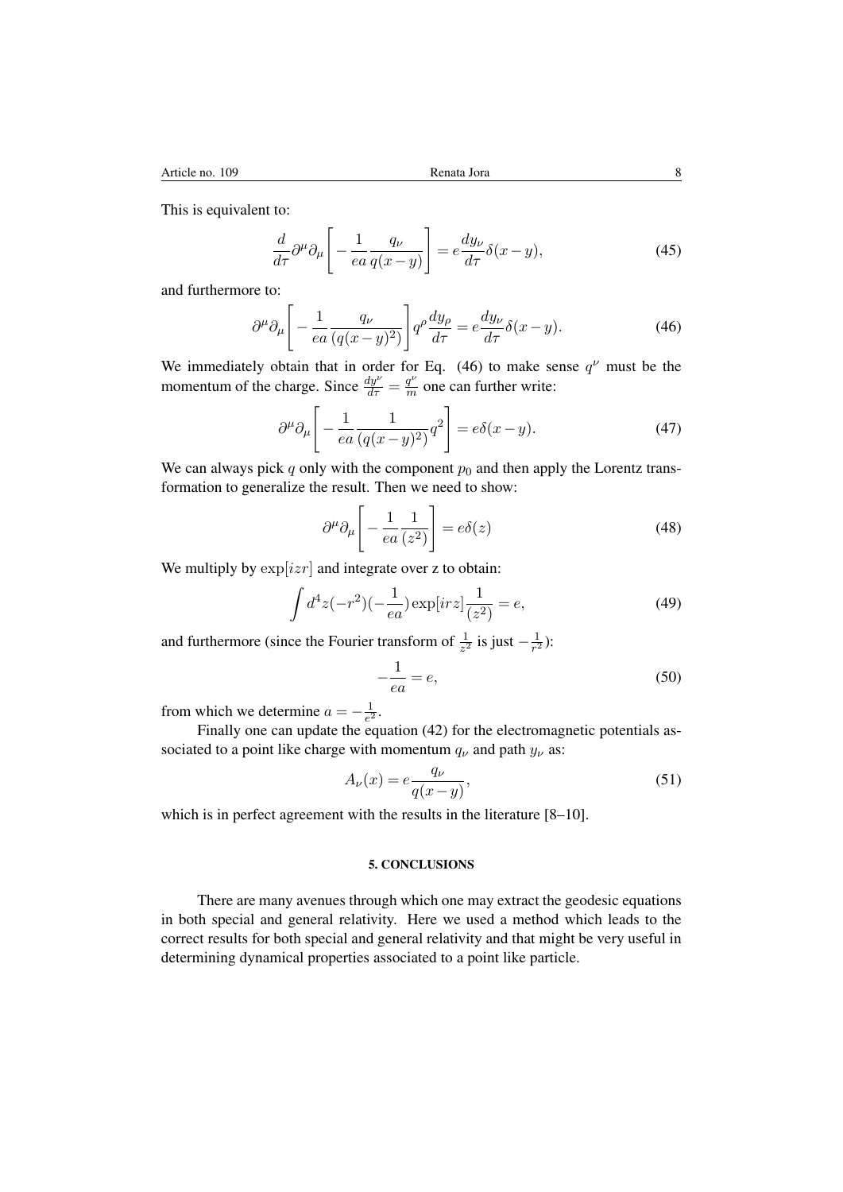This is equivalent to:

$$\frac{d}{d\tau}\partial^{\mu}\partial_{\mu}\left[-\frac{1}{ea}\frac{q_{\nu}}{q(x-y)}\right] = e\frac{dy_{\nu}}{d\tau}\delta(x-y), \tag{45}$$

and furthermore to:

$$\partial^{\mu}\partial_{\mu}\left[-\frac{1}{ea}\frac{q_{\nu}}{(q(x-y)^2)}\right]q^{\rho}\frac{dy_{\rho}}{d\tau} = e\frac{dy_{\nu}}{d\tau}\delta(x-y). \tag{46}$$

We immediately obtain that in order for Eq. (46) to make sense $q^{\nu}$ must be the momentum of the charge. Since $\frac{dy^{\nu}}{d\tau} = \frac{q^{\nu}}{m}$ one can further write:

$$\partial^{\mu}\partial_{\mu}\left[-\frac{1}{ea}\frac{1}{(q(x-y)^2)}q^2\right] = e\delta(x-y). \tag{47}$$

We can always pick $q$ only with the component $p_0$ and then apply the Lorentz transformation to generalize the result. Then we need to show:

$$\partial^{\mu}\partial_{\mu}\left[-\frac{1}{ea}\frac{1}{(z^2)}\right] = e\delta(z) \tag{48}$$

We multiply by $\exp[izr]$ and integrate over z to obtain:

$$\int d^4z(-r^2)(-\frac{1}{ea})\exp[irz]\frac{1}{(z^2)} = e, \tag{49}$$

and furthermore (since the Fourier transform of $\frac{1}{z^2}$ is just $-\frac{1}{r^2}$):

$$-\frac{1}{ea} = e, \tag{50}$$

from which we determine $a = -\frac{1}{e^2}$.

Finally one can update the equation (42) for the electromagnetic potentials associated to a point like charge with momentum $q_{\nu}$ and path $y_{\nu}$ as:

$$A_{\nu}(x) = e\frac{q_{\nu}}{q(x-y)}, \tag{51}$$

which is in perfect agreement with the results in the literature [8–10].

## 5. CONCLUSIONS

There are many avenues through which one may extract the geodesic equations in both special and general relativity. Here we used a method which leads to the correct results for both special and general relativity and that might be very useful in determining dynamical properties associated to a point like particle.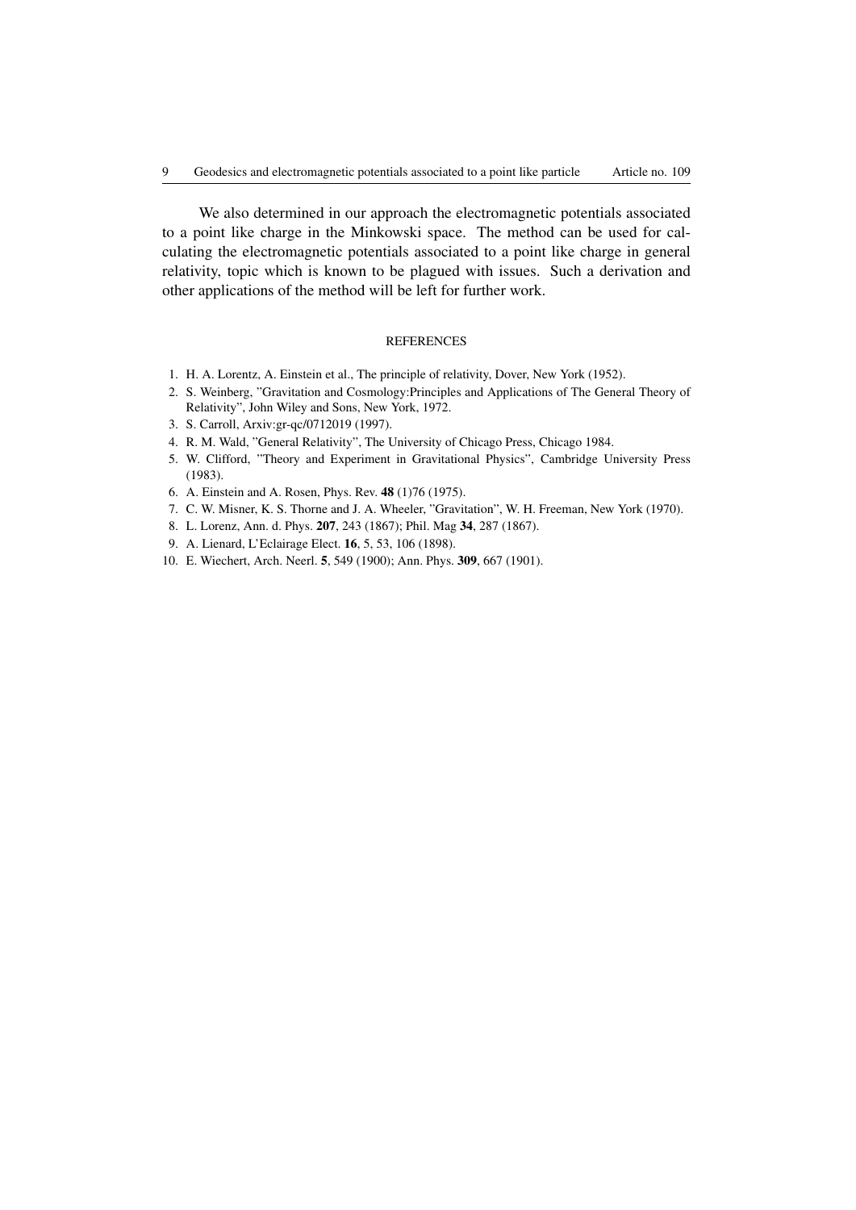We also determined in our approach the electromagnetic potentials associated to a point like charge in the Minkowski space. The method can be used for calculating the electromagnetic potentials associated to a point like charge in general relativity, topic which is known to be plagued with issues. Such a derivation and other applications of the method will be left for further work.

## REFERENCES

1. H. A. Lorentz, A. Einstein et al., The principle of relativity, Dover, New York (1952).
2. S. Weinberg, "Gravitation and Cosmology:Principles and Applications of The General Theory of Relativity", John Wiley and Sons, New York, 1972.
3. S. Carroll, Arxiv:gr-qc/0712019 (1997).
4. R. M. Wald, "General Relativity", The University of Chicago Press, Chicago 1984.
5. W. Clifford, "Theory and Experiment in Gravitational Physics", Cambridge University Press (1983).
6. A. Einstein and A. Rosen, Phys. Rev. **48** (1)76 (1975).
7. C. W. Misner, K. S. Thorne and J. A. Wheeler, "Gravitation", W. H. Freeman, New York (1970).
8. L. Lorenz, Ann. d. Phys. **207**, 243 (1867); Phil. Mag **34**, 287 (1867).
9. A. Lienard, L'Eclairage Elect. **16**, 5, 53, 106 (1898).
10. E. Wiechert, Arch. Neerl. **5**, 549 (1900); Ann. Phys. **309**, 667 (1901).